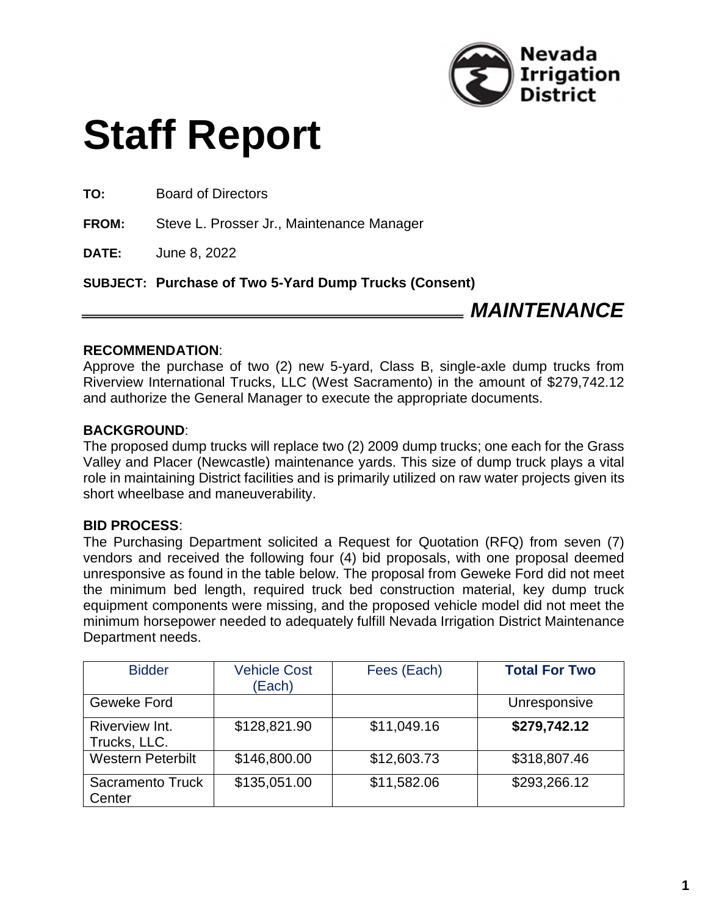Nevada Irrigation District

# Staff Report

**TO:** Board of Directors

**FROM:** Steve L. Prosser Jr., Maintenance Manager

**DATE:** June 8, 2022

**SUBJECT: Purchase of Two 5-Yard Dump Trucks (Consent)**

***MAINTENANCE***

**RECOMMENDATION**:
Approve the purchase of two (2) new 5-yard, Class B, single-axle dump trucks from Riverview International Trucks, LLC (West Sacramento) in the amount of $279,742.12 and authorize the General Manager to execute the appropriate documents.

**BACKGROUND**:
The proposed dump trucks will replace two (2) 2009 dump trucks; one each for the Grass Valley and Placer (Newcastle) maintenance yards. This size of dump truck plays a vital role in maintaining District facilities and is primarily utilized on raw water projects given its short wheelbase and maneuverability.

**BID PROCESS**:
The Purchasing Department solicited a Request for Quotation (RFQ) from seven (7) vendors and received the following four (4) bid proposals, with one proposal deemed unresponsive as found in the table below. The proposal from Geweke Ford did not meet the minimum bed length, required truck bed construction material, key dump truck equipment components were missing, and the proposed vehicle model did not meet the minimum horsepower needed to adequately fulfill Nevada Irrigation District Maintenance Department needs.

| Bidder | Vehicle Cost (Each) | Fees (Each) | **Total For Two** |
|---|---|---|---|
| Geweke Ford | | | Unresponsive |
| Riverview Int. Trucks, LLC. | $128,821.90 | $11,049.16 | **$279,742.12** |
| Western Peterbilt | $146,800.00 | $12,603.73 | $318,807.46 |
| Sacramento Truck Center | $135,051.00 | $11,582.06 | $293,266.12 |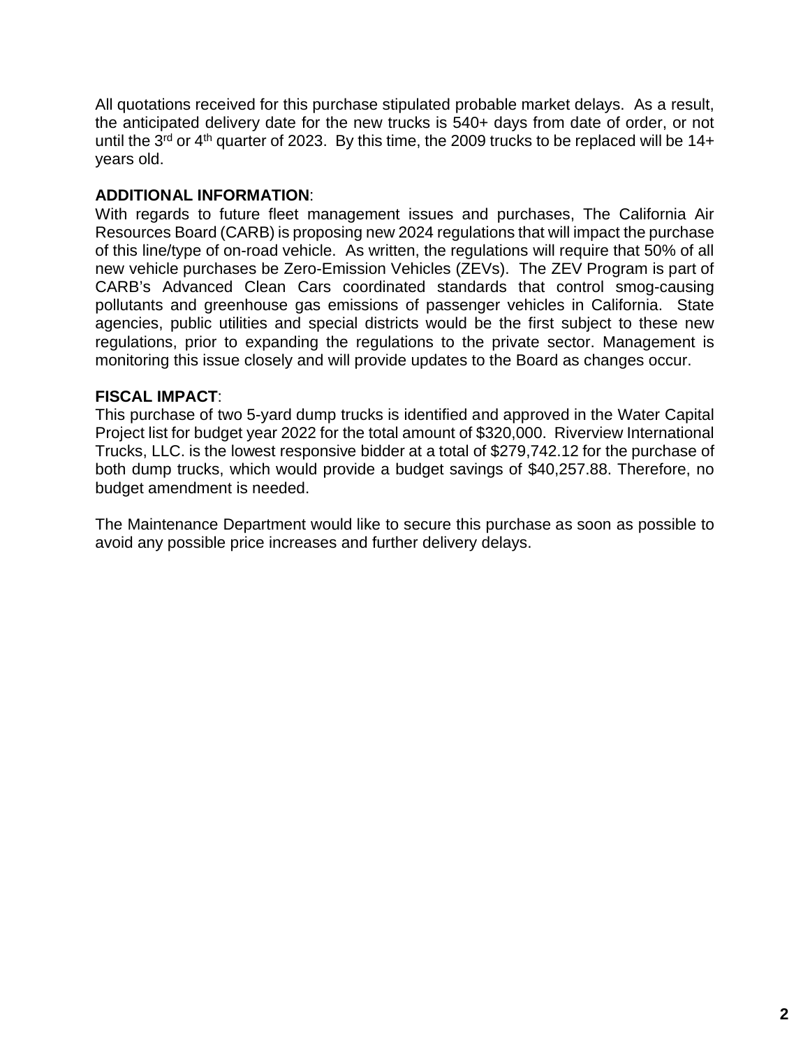All quotations received for this purchase stipulated probable market delays. As a result, the anticipated delivery date for the new trucks is 540+ days from date of order, or not until the 3rd or 4th quarter of 2023. By this time, the 2009 trucks to be replaced will be 14+ years old.

**ADDITIONAL INFORMATION**:
With regards to future fleet management issues and purchases, The California Air Resources Board (CARB) is proposing new 2024 regulations that will impact the purchase of this line/type of on-road vehicle. As written, the regulations will require that 50% of all new vehicle purchases be Zero-Emission Vehicles (ZEVs). The ZEV Program is part of CARB's Advanced Clean Cars coordinated standards that control smog-causing pollutants and greenhouse gas emissions of passenger vehicles in California. State agencies, public utilities and special districts would be the first subject to these new regulations, prior to expanding the regulations to the private sector. Management is monitoring this issue closely and will provide updates to the Board as changes occur.

**FISCAL IMPACT**:
This purchase of two 5-yard dump trucks is identified and approved in the Water Capital Project list for budget year 2022 for the total amount of $320,000. Riverview International Trucks, LLC. is the lowest responsive bidder at a total of $279,742.12 for the purchase of both dump trucks, which would provide a budget savings of $40,257.88. Therefore, no budget amendment is needed.

The Maintenance Department would like to secure this purchase as soon as possible to avoid any possible price increases and further delivery delays.